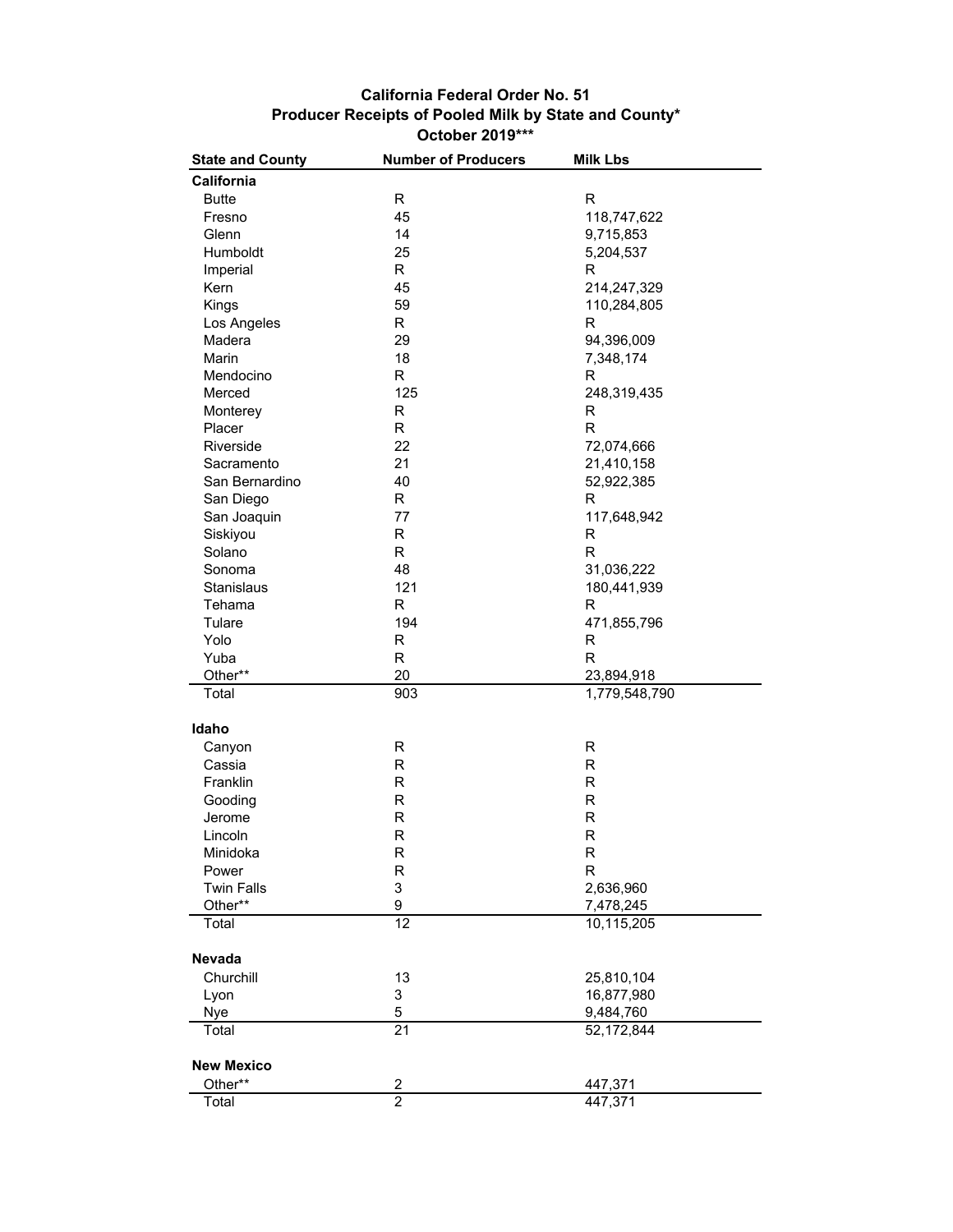**California Federal Order No. 51**
**Producer Receipts of Pooled Milk by State and County***
**October 2019*****

| State and County | Number of Producers | Milk Lbs |
|---|---|---|
| **California** | | |
| Butte | R | R |
| Fresno | 45 | 118,747,622 |
| Glenn | 14 | 9,715,853 |
| Humboldt | 25 | 5,204,537 |
| Imperial | R | R |
| Kern | 45 | 214,247,329 |
| Kings | 59 | 110,284,805 |
| Los Angeles | R | R |
| Madera | 29 | 94,396,009 |
| Marin | 18 | 7,348,174 |
| Mendocino | R | R |
| Merced | 125 | 248,319,435 |
| Monterey | R | R |
| Placer | R | R |
| Riverside | 22 | 72,074,666 |
| Sacramento | 21 | 21,410,158 |
| San Bernardino | 40 | 52,922,385 |
| San Diego | R | R |
| San Joaquin | 77 | 117,648,942 |
| Siskiyou | R | R |
| Solano | R | R |
| Sonoma | 48 | 31,036,222 |
| Stanislaus | 121 | 180,441,939 |
| Tehama | R | R |
| Tulare | 194 | 471,855,796 |
| Yolo | R | R |
| Yuba | R | R |
| Other** | 20 | 23,894,918 |
| Total | 903 | 1,779,548,790 |
| **Idaho** | | |
| Canyon | R | R |
| Cassia | R | R |
| Franklin | R | R |
| Gooding | R | R |
| Jerome | R | R |
| Lincoln | R | R |
| Minidoka | R | R |
| Power | R | R |
| Twin Falls | 3 | 2,636,960 |
| Other** | 9 | 7,478,245 |
| Total | 12 | 10,115,205 |
| **Nevada** | | |
| Churchill | 13 | 25,810,104 |
| Lyon | 3 | 16,877,980 |
| Nye | 5 | 9,484,760 |
| Total | 21 | 52,172,844 |
| **New Mexico** | | |
| Other** | 2 | 447,371 |
| Total | 2 | 447,371 |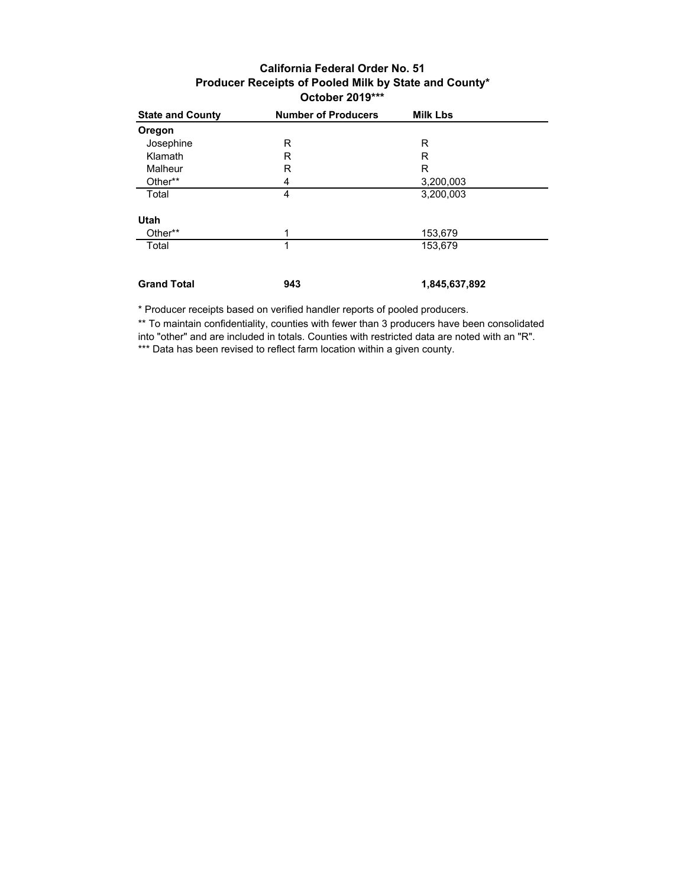## California Federal Order No. 51
## Producer Receipts of Pooled Milk by State and County*
## October 2019***

| State and County | Number of Producers | Milk Lbs |
|---|---|---|
| **Oregon** | | |
| Josephine | R | R |
| Klamath | R | R |
| Malheur | R | R |
| Other** | 4 | 3,200,003 |
| Total | 4 | 3,200,003 |
| | | |
| **Utah** | | |
| Other** | 1 | 153,679 |
| Total | 1 | 153,679 |
| | | |
| **Grand Total** | **943** | **1,845,637,892** |

* Producer receipts based on verified handler reports of pooled producers.

** To maintain confidentiality, counties with fewer than 3 producers have been consolidated into "other" and are included in totals. Counties with restricted data are noted with an "R".

*** Data has been revised to reflect farm location within a given county.